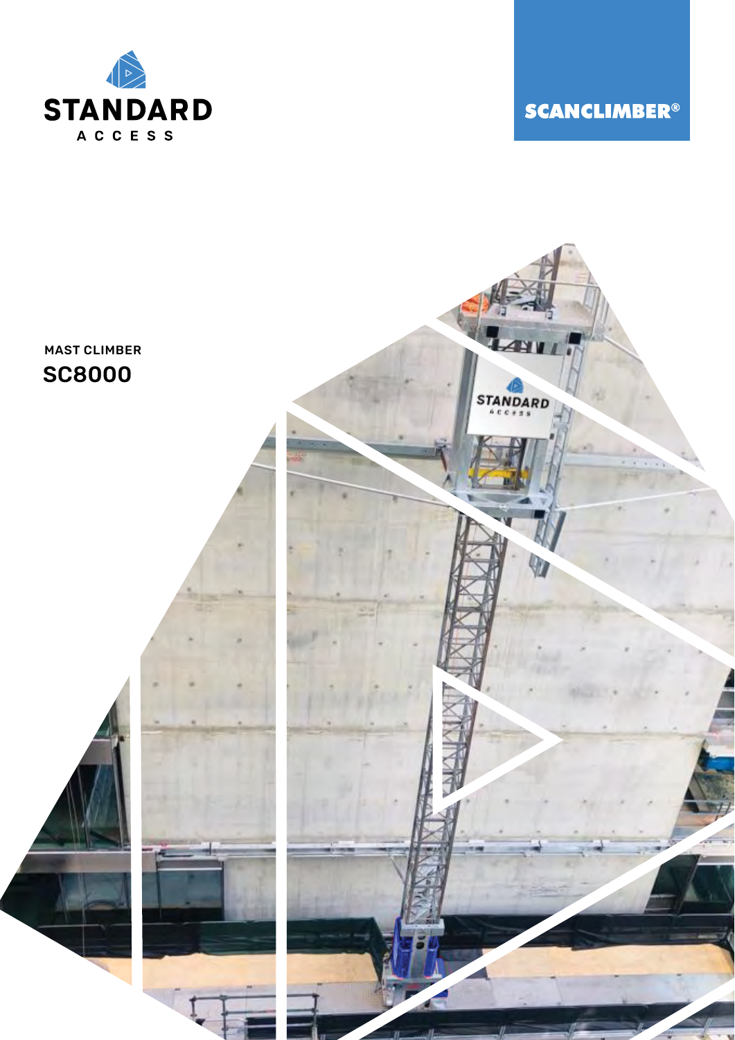STANDARD ACCESS

SCANCLIMBER®

MAST CLIMBER

# SC8000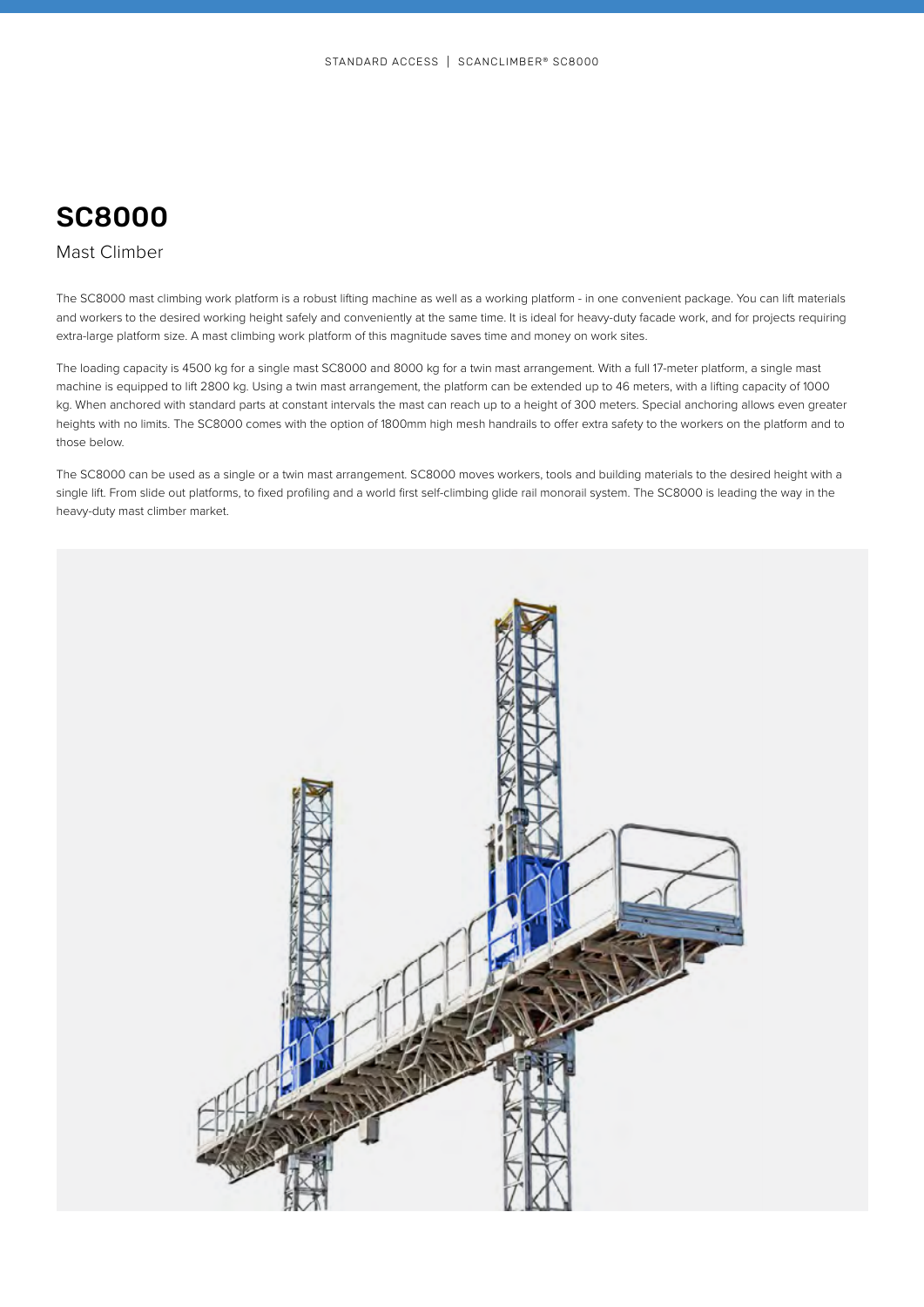# SC8000

Mast Climber

The SC8000 mast climbing work platform is a robust lifting machine as well as a working platform - in one convenient package. You can lift materials and workers to the desired working height safely and conveniently at the same time. It is ideal for heavy-duty facade work, and for projects requiring extra-large platform size. A mast climbing work platform of this magnitude saves time and money on work sites.

The loading capacity is 4500 kg for a single mast SC8000 and 8000 kg for a twin mast arrangement. With a full 17-meter platform, a single mast machine is equipped to lift 2800 kg. Using a twin mast arrangement, the platform can be extended up to 46 meters, with a lifting capacity of 1000 kg. When anchored with standard parts at constant intervals the mast can reach up to a height of 300 meters. Special anchoring allows even greater heights with no limits. The SC8000 comes with the option of 1800mm high mesh handrails to offer extra safety to the workers on the platform and to those below.

The SC8000 can be used as a single or a twin mast arrangement. SC8000 moves workers, tools and building materials to the desired height with a single lift. From slide out platforms, to fixed profiling and a world first self-climbing glide rail monorail system. The SC8000 is leading the way in the heavy-duty mast climber market.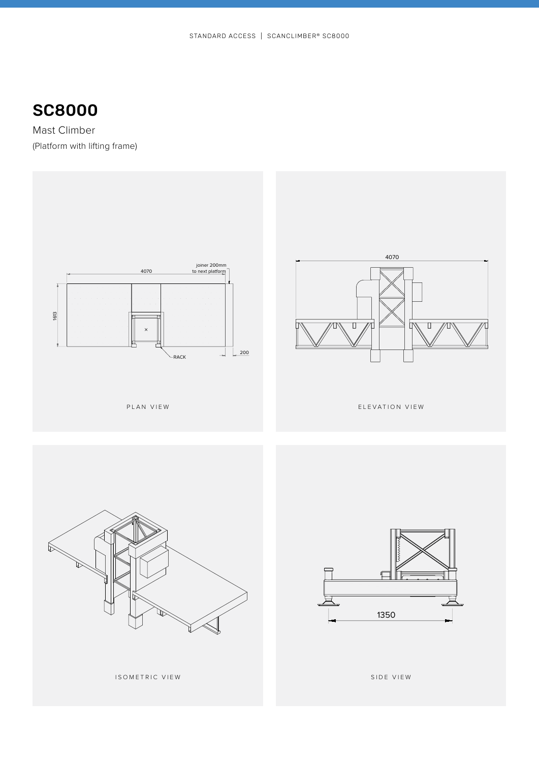# SC8000

Mast Climber

(Platform with lifting frame)

4070

joiner 200mm to next platform

1613

200

RACK

PLAN VIEW

4070

ELEVATION VIEW

ISOMETRIC VIEW

1350

SIDE VIEW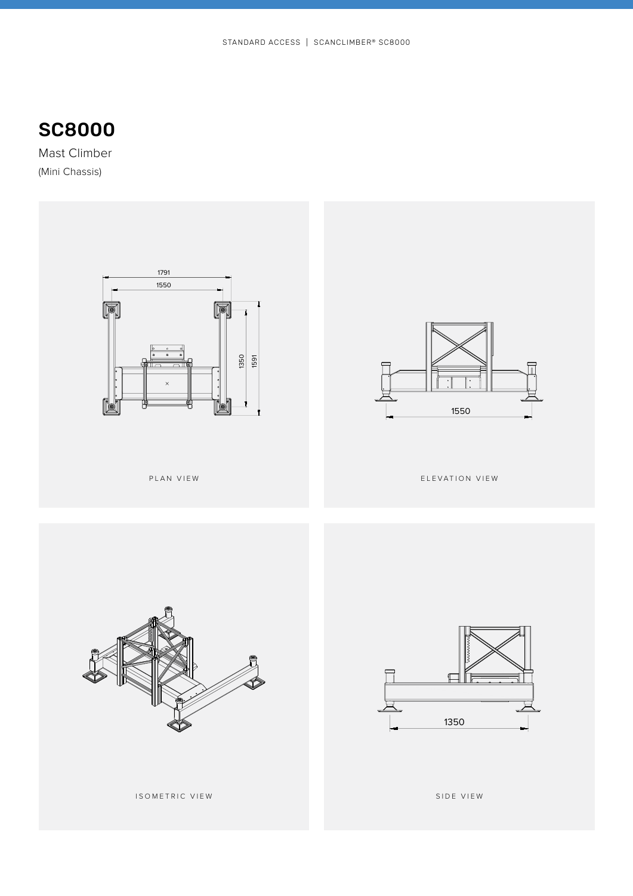# SC8000

Mast Climber

(Mini Chassis)

1791

1550

1350

1591

PLAN VIEW

1550

ELEVATION VIEW

ISOMETRIC VIEW

1350

SIDE VIEW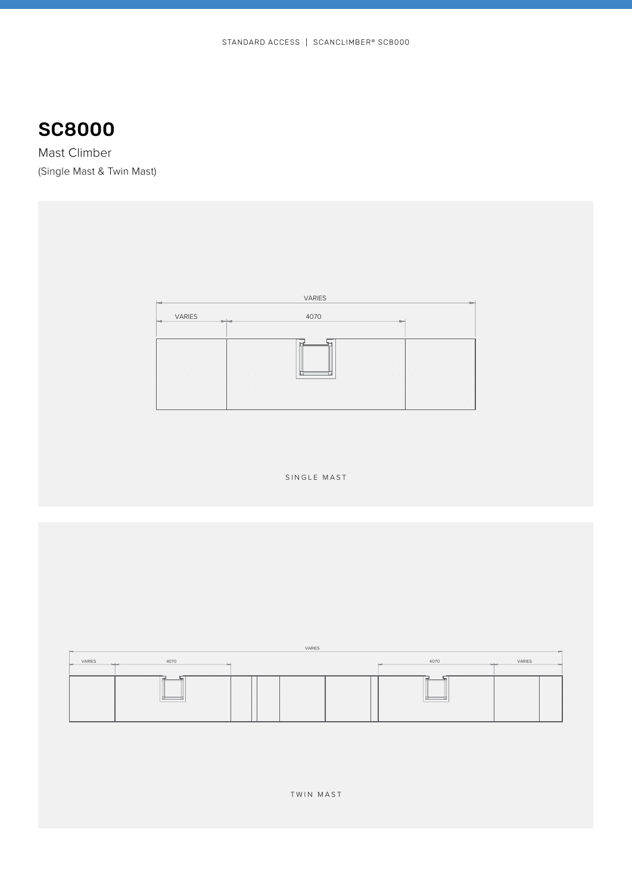# SC8000

Mast Climber

(Single Mast & Twin Mast)

VARIES

VARIES

4070

SINGLE MAST

VARIES

VARIES

4070

4070

VARIES

TWIN MAST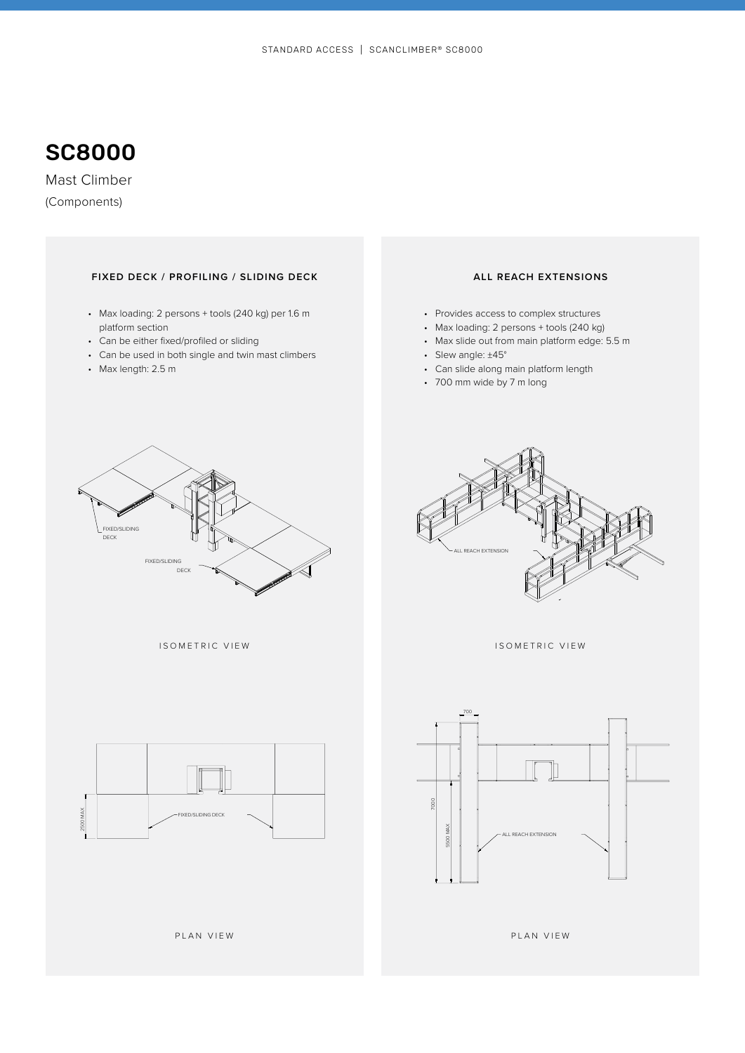# SC8000

Mast Climber

(Components)

### FIXED DECK / PROFILING / SLIDING DECK

- Max loading: 2 persons + tools (240 kg) per 1.6 m platform section
- Can be either fixed/profiled or sliding
- Can be used in both single and twin mast climbers
- Max length: 2.5 m

FIXED/SLIDING DECK

FIXED/SLIDING DECK

ISOMETRIC VIEW

2500 MAX

FIXED/SLIDING DECK

PLAN VIEW

### ALL REACH EXTENSIONS

- Provides access to complex structures
- Max loading: 2 persons + tools (240 kg)
- Max slide out from main platform edge: 5.5 m
- Slew angle: ±45°
- Can slide along main platform length
- 700 mm wide by 7 m long

ALL REACH EXTENSION

ISOMETRIC VIEW

700

7000

5500 MAX

ALL REACH EXTENSION

PLAN VIEW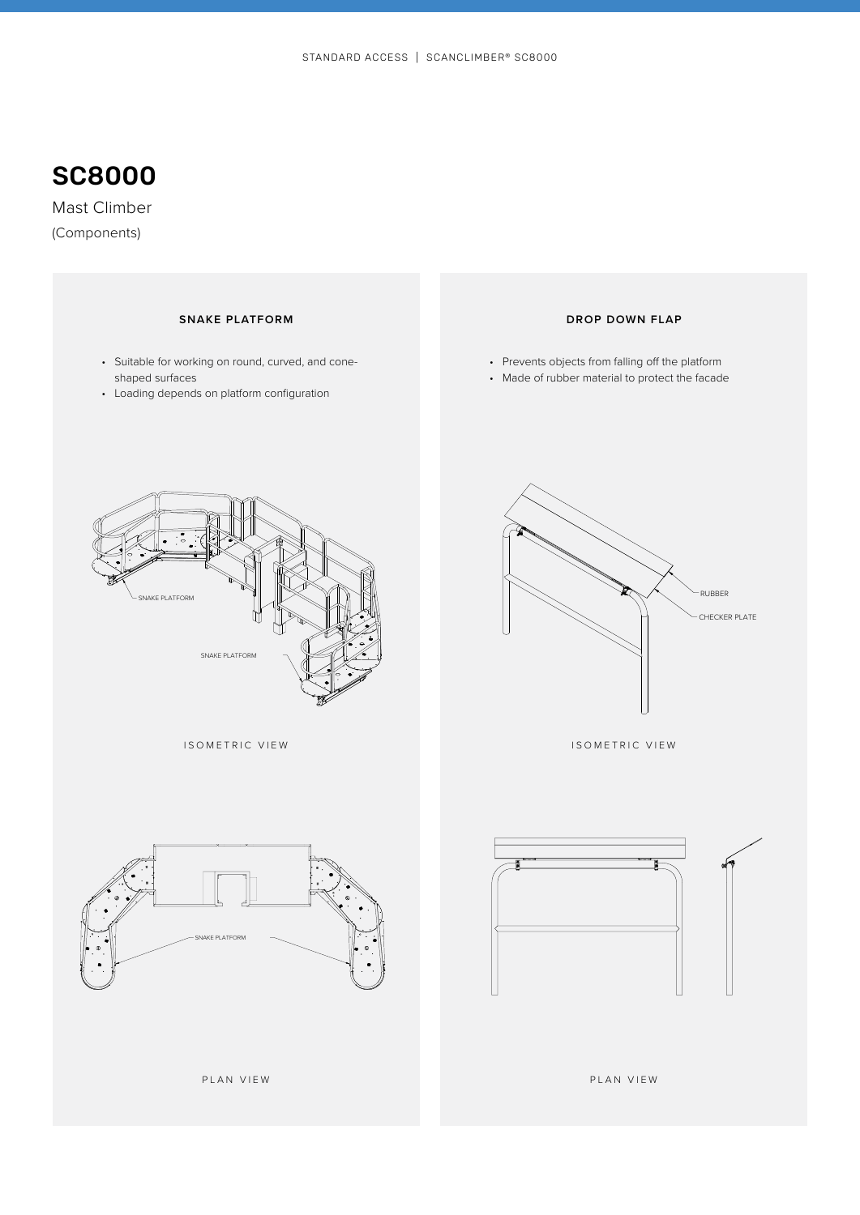# SC8000

Mast Climber

(Components)

### SNAKE PLATFORM

- Suitable for working on round, curved, and cone-shaped surfaces
- Loading depends on platform configuration

SNAKE PLATFORM

SNAKE PLATFORM

ISOMETRIC VIEW

SNAKE PLATFORM

PLAN VIEW

### DROP DOWN FLAP

- Prevents objects from falling off the platform
- Made of rubber material to protect the facade

RUBBER

CHECKER PLATE

ISOMETRIC VIEW

PLAN VIEW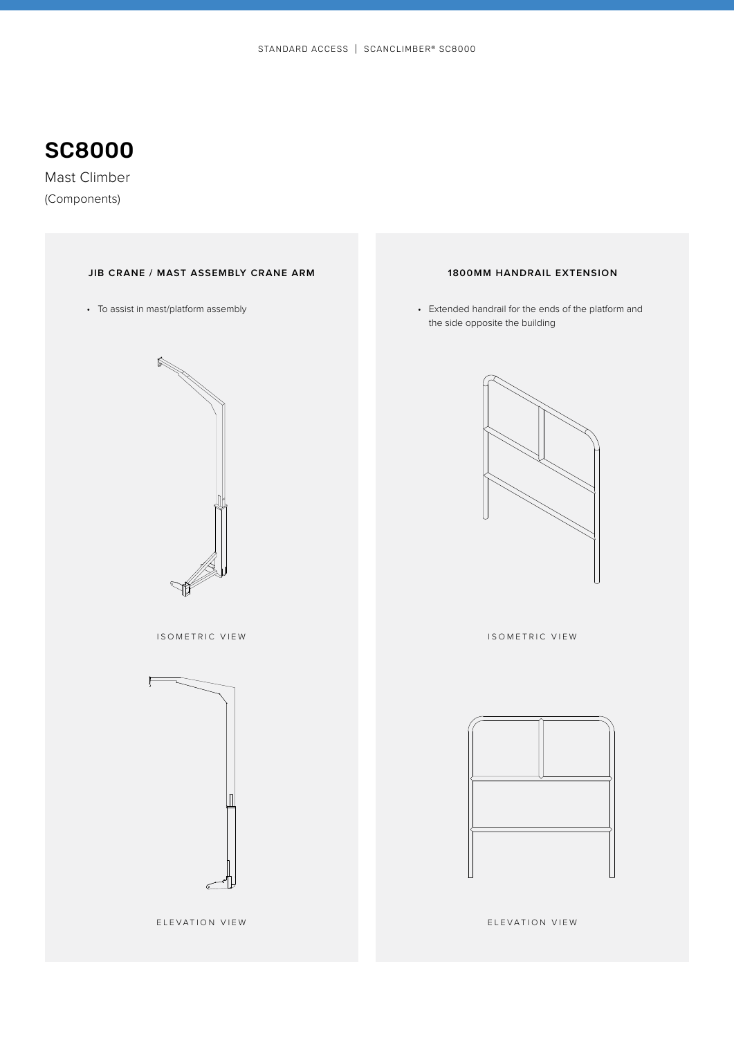# SC8000

Mast Climber

(Components)

### JIB CRANE / MAST ASSEMBLY CRANE ARM

- To assist in mast/platform assembly

ISOMETRIC VIEW

ELEVATION VIEW

### 1800MM HANDRAIL EXTENSION

- Extended handrail for the ends of the platform and the side opposite the building

ISOMETRIC VIEW

ELEVATION VIEW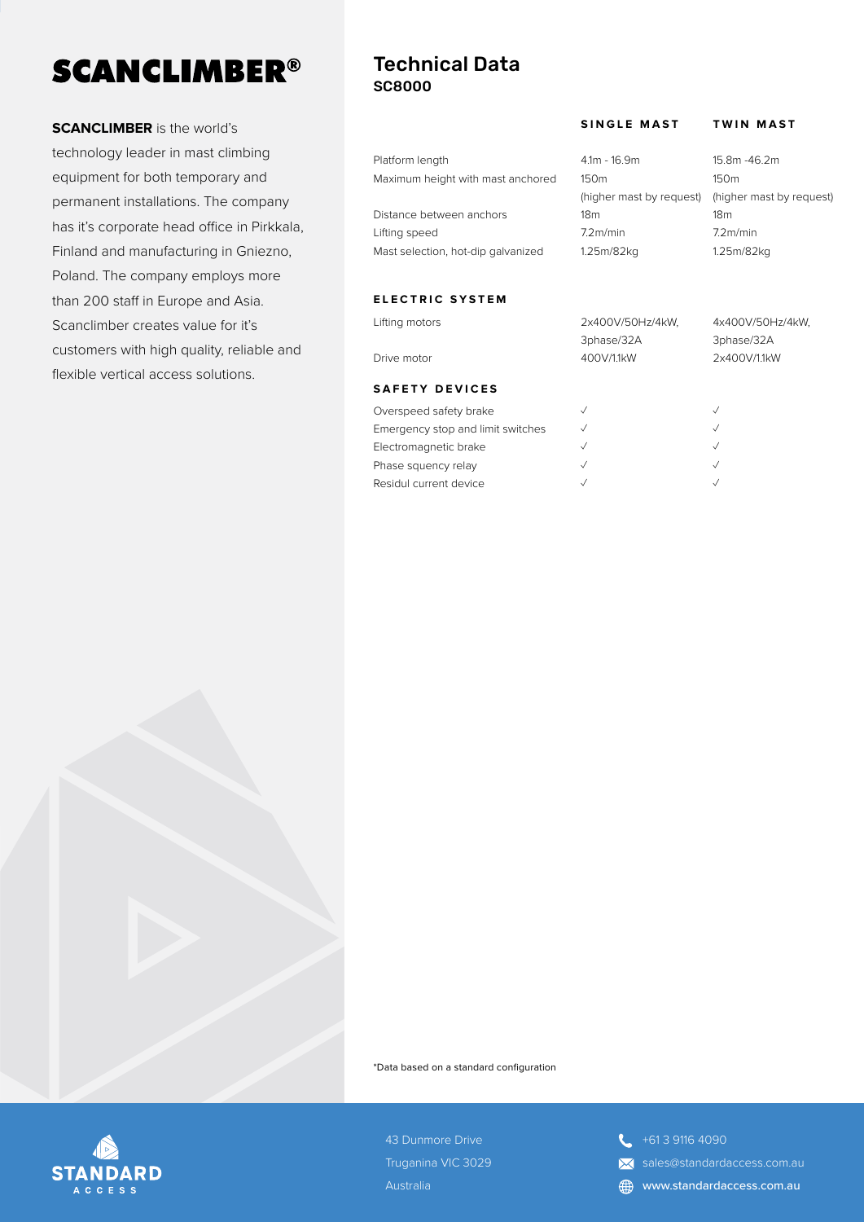# SCANCLIMBER®

**SCANCLIMBER** is the world's technology leader in mast climbing equipment for both temporary and permanent installations. The company has it's corporate head office in Pirkkala, Finland and manufacturing in Gniezno, Poland. The company employs more than 200 staff in Europe and Asia. Scanclimber creates value for it's customers with high quality, reliable and flexible vertical access solutions.

## Technical Data

**SC8000**

| | SINGLE MAST | TWIN MAST |
|---|---|---|
| Platform length | 4.1m - 16.9m | 15.8m -46.2m |
| Maximum height with mast anchored | 150m (higher mast by request) | 150m (higher mast by request) |
| Distance between anchors | 18m | 18m |
| Lifting speed | 7.2m/min | 7.2m/min |
| Mast selection, hot-dip galvanized | 1.25m/82kg | 1.25m/82kg |
| **ELECTRIC SYSTEM** | | |
| Lifting motors | 2x400V/50Hz/4kW, 3phase/32A | 4x400V/50Hz/4kW, 3phase/32A |
| Drive motor | 400V/1.1kW | 2x400V/1.1kW |
| **SAFETY DEVICES** | | |
| Overspeed safety brake | ✓ | ✓ |
| Emergency stop and limit switches | ✓ | ✓ |
| Electromagnetic brake | ✓ | ✓ |
| Phase squency relay | ✓ | ✓ |
| Residul current device | ✓ | ✓ |

*Data based on a standard configuration

STANDARD ACCESS

43 Dunmore Drive
Truganina VIC 3029
Australia

+61 3 9116 4090
sales@standardaccess.com.au
www.standardaccess.com.au